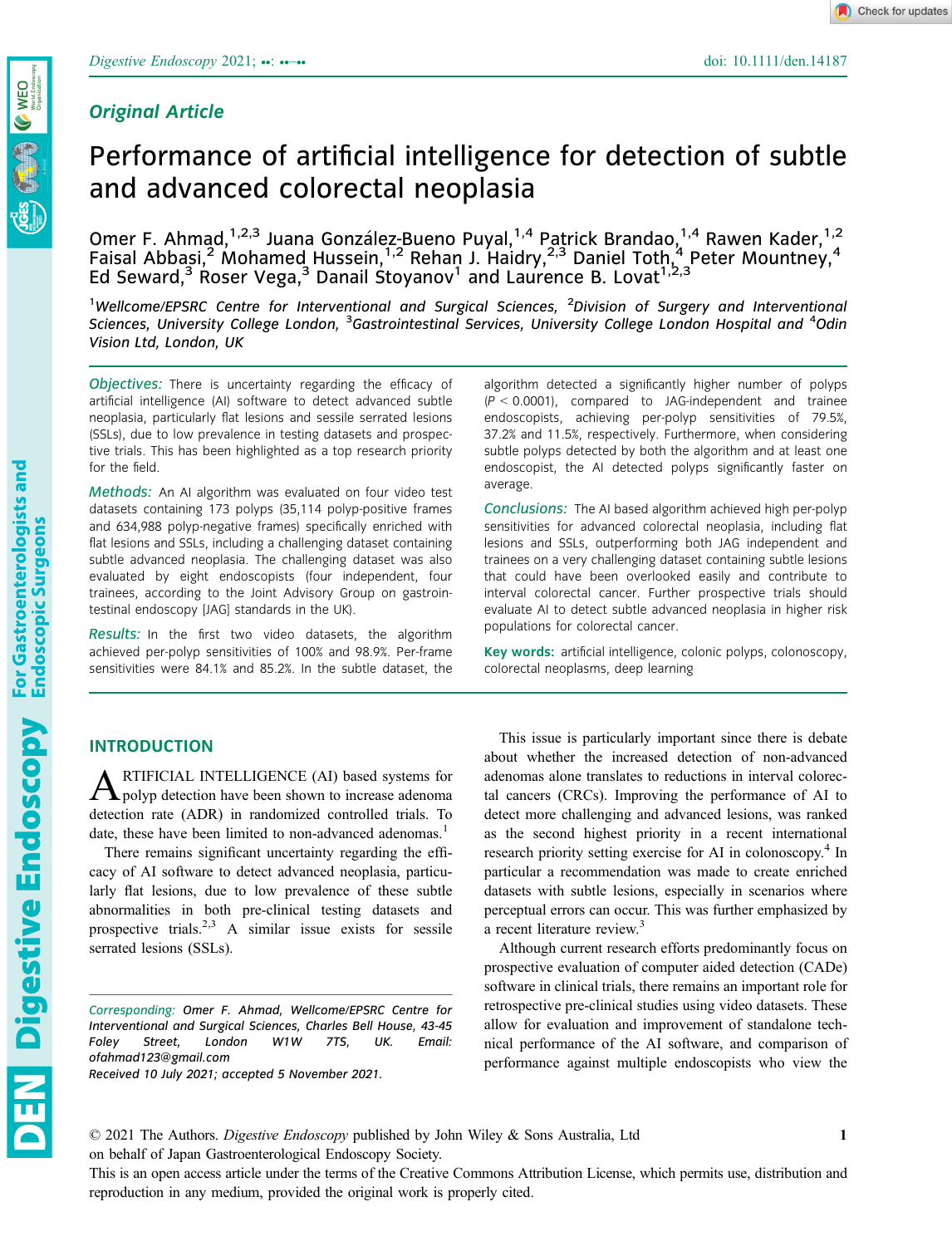Original Article

# Performance of artificial intelligence for detection of subtle and advanced colorectal neoplasia

Omer F. Ahmad,[1,2,3] Juana González-Bueno Puyal,[1,4] Patrick Brandao,[1,4] Rawen Kader,[1,2] Faisal Abbasi,[2] Mohamed Hussein,[1,2] Rehan J. Haidry,[2,3] Daniel Toth,[4] Peter Mountney,[4] Ed Seward,[3] Roser Vega,[3] Danail Stoyanov[1] and Laurence B. Lovat[1,2,3]

[1]Wellcome/EPSRC Centre for Interventional and Surgical Sciences, [2]Division of Surgery and Interventional Sciences, University College London, [3]Gastrointestinal Services, University College London Hospital and [4]Odin Vision Ltd, London, UK

**Objectives:** There is uncertainty regarding the efficacy of artificial intelligence (AI) software to detect advanced subtle neoplasia, particularly flat lesions and sessile serrated lesions (SSLs), due to low prevalence in testing datasets and prospective trials. This has been highlighted as a top research priority for the field.

**Methods:** An AI algorithm was evaluated on four video test datasets containing 173 polyps (35,114 polyp-positive frames and 634,988 polyp-negative frames) specifically enriched with flat lesions and SSLs, including a challenging dataset containing subtle advanced neoplasia. The challenging dataset was also evaluated by eight endoscopists (four independent, four trainees, according to the Joint Advisory Group on gastrointestinal endoscopy [JAG] standards in the UK).

**Results:** In the first two video datasets, the algorithm achieved per-polyp sensitivities of 100% and 98.9%. Per-frame sensitivities were 84.1% and 85.2%. In the subtle dataset, the algorithm detected a significantly higher number of polyps ($P < 0.0001$), compared to JAG-independent and trainee endoscopists, achieving per-polyp sensitivities of 79.5%, 37.2% and 11.5%, respectively. Furthermore, when considering subtle polyps detected by both the algorithm and at least one endoscopist, the AI detected polyps significantly faster on average.

**Conclusions:** The AI based algorithm achieved high per-polyp sensitivities for advanced colorectal neoplasia, including flat lesions and SSLs, outperforming both JAG independent and trainees on a very challenging dataset containing subtle lesions that could have been overlooked easily and contribute to interval colorectal cancer. Further prospective trials should evaluate AI to detect subtle advanced neoplasia in higher risk populations for colorectal cancer.

**Key words:** artificial intelligence, colonic polyps, colonoscopy, colorectal neoplasms, deep learning

## INTRODUCTION

ARTIFICIAL INTELLIGENCE (AI) based systems for polyp detection have been shown to increase adenoma detection rate (ADR) in randomized controlled trials. To date, these have been limited to non-advanced adenomas.[1]

There remains significant uncertainty regarding the efficacy of AI software to detect advanced neoplasia, particularly flat lesions, due to low prevalence of these subtle abnormalities in both pre-clinical testing datasets and prospective trials.[2,3] A similar issue exists for sessile serrated lesions (SSLs).

This issue is particularly important since there is debate about whether the increased detection of non-advanced adenomas alone translates to reductions in interval colorectal cancers (CRCs). Improving the performance of AI to detect more challenging and advanced lesions, was ranked as the second highest priority in a recent international research priority setting exercise for AI in colonoscopy.[4] In particular a recommendation was made to create enriched datasets with subtle lesions, especially in scenarios where perceptual errors can occur. This was further emphasized by a recent literature review.[3]

Although current research efforts predominantly focus on prospective evaluation of computer aided detection (CADe) software in clinical trials, there remains an important role for retrospective pre-clinical studies using video datasets. These allow for evaluation and improvement of standalone technical performance of the AI software, and comparison of performance against multiple endoscopists who view the

Corresponding: Omer F. Ahmad, Wellcome/EPSRC Centre for Interventional and Surgical Sciences, Charles Bell House, 43-45 Foley Street, London W1W 7TS, UK. Email: ofahmad123@gmail.com
Received 10 July 2021; accepted 5 November 2021.

© 2021 The Authors. Digestive Endoscopy published by John Wiley & Sons Australia, Ltd on behalf of Japan Gastroenterological Endoscopy Society.
This is an open access article under the terms of the Creative Commons Attribution License, which permits use, distribution and reproduction in any medium, provided the original work is properly cited.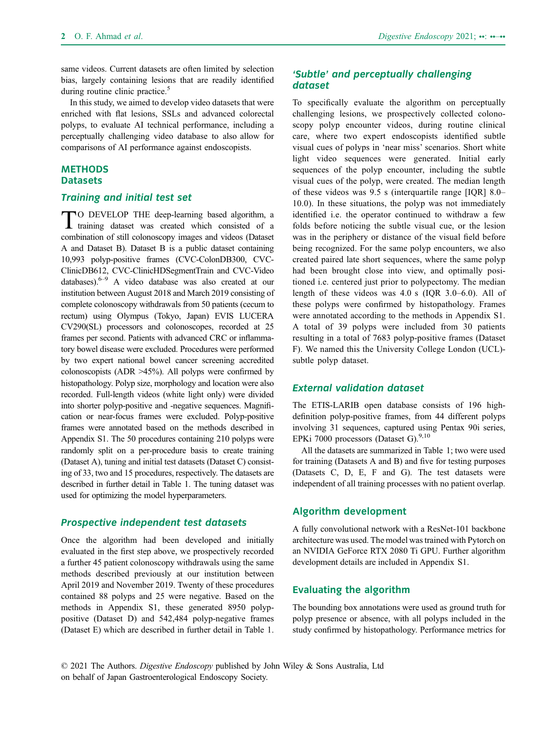same videos. Current datasets are often limited by selection bias, largely containing lesions that are readily identified during routine clinic practice.[5]

In this study, we aimed to develop video datasets that were enriched with flat lesions, SSLs and advanced colorectal polyps, to evaluate AI technical performance, including a perceptually challenging video database to also allow for comparisons of AI performance against endoscopists.

## METHODS

### Datasets

#### Training and initial test set

TO DEVELOP THE deep-learning based algorithm, a training dataset was created which consisted of a combination of still colonoscopy images and videos (Dataset A and Dataset B). Dataset B is a public dataset containing 10,993 polyp-positive frames (CVC-ColonDB300, CVC-ClinicDB612, CVC-ClinicHDSegmentTrain and CVC-Video databases).[6–9] A video database was also created at our institution between August 2018 and March 2019 consisting of complete colonoscopy withdrawals from 50 patients (cecum to rectum) using Olympus (Tokyo, Japan) EVIS LUCERA CV290(SL) processors and colonoscopes, recorded at 25 frames per second. Patients with advanced CRC or inflammatory bowel disease were excluded. Procedures were performed by two expert national bowel cancer screening accredited colonoscopists (ADR >45%). All polyps were confirmed by histopathology. Polyp size, morphology and location were also recorded. Full-length videos (white light only) were divided into shorter polyp-positive and -negative sequences. Magnification or near-focus frames were excluded. Polyp-positive frames were annotated based on the methods described in Appendix S1. The 50 procedures containing 210 polyps were randomly split on a per-procedure basis to create training (Dataset A), tuning and initial test datasets (Dataset C) consisting of 33, two and 15 procedures, respectively. The datasets are described in further detail in Table 1. The tuning dataset was used for optimizing the model hyperparameters.

#### Prospective independent test datasets

Once the algorithm had been developed and initially evaluated in the first step above, we prospectively recorded a further 45 patient colonoscopy withdrawals using the same methods described previously at our institution between April 2019 and November 2019. Twenty of these procedures contained 88 polyps and 25 were negative. Based on the methods in Appendix S1, these generated 8950 polyp-positive (Dataset D) and 542,484 polyp-negative frames (Dataset E) which are described in further detail in Table 1.

#### 'Subtle' and perceptually challenging dataset

To specifically evaluate the algorithm on perceptually challenging lesions, we prospectively collected colonoscopy polyp encounter videos, during routine clinical care, where two expert endoscopists identified subtle visual cues of polyps in 'near miss' scenarios. Short white light video sequences were generated. Initial early sequences of the polyp encounter, including the subtle visual cues of the polyp, were created. The median length of these videos was 9.5 s (interquartile range [IQR] 8.0–10.0). In these situations, the polyp was not immediately identified i.e. the operator continued to withdraw a few folds before noticing the subtle visual cue, or the lesion was in the periphery or distance of the visual field before being recognized. For the same polyp encounters, we also created paired late short sequences, where the same polyp had been brought close into view, and optimally positioned i.e. centered just prior to polypectomy. The median length of these videos was 4.0 s (IQR 3.0–6.0). All of these polyps were confirmed by histopathology. Frames were annotated according to the methods in Appendix S1. A total of 39 polyps were included from 30 patients resulting in a total of 7683 polyp-positive frames (Dataset F). We named this the University College London (UCL)-subtle polyp dataset.

#### External validation dataset

The ETIS-LARIB open database consists of 196 high-definition polyp-positive frames, from 44 different polyps involving 31 sequences, captured using Pentax 90i series, EPKi 7000 processors (Dataset G).[9,10]

All the datasets are summarized in Table 1; two were used for training (Datasets A and B) and five for testing purposes (Datasets C, D, E, F and G). The test datasets were independent of all training processes with no patient overlap.

### Algorithm development

A fully convolutional network with a ResNet-101 backbone architecture was used. The model was trained with Pytorch on an NVIDIA GeForce RTX 2080 Ti GPU. Further algorithm development details are included in Appendix S1.

### Evaluating the algorithm

The bounding box annotations were used as ground truth for polyp presence or absence, with all polyps included in the study confirmed by histopathology. Performance metrics for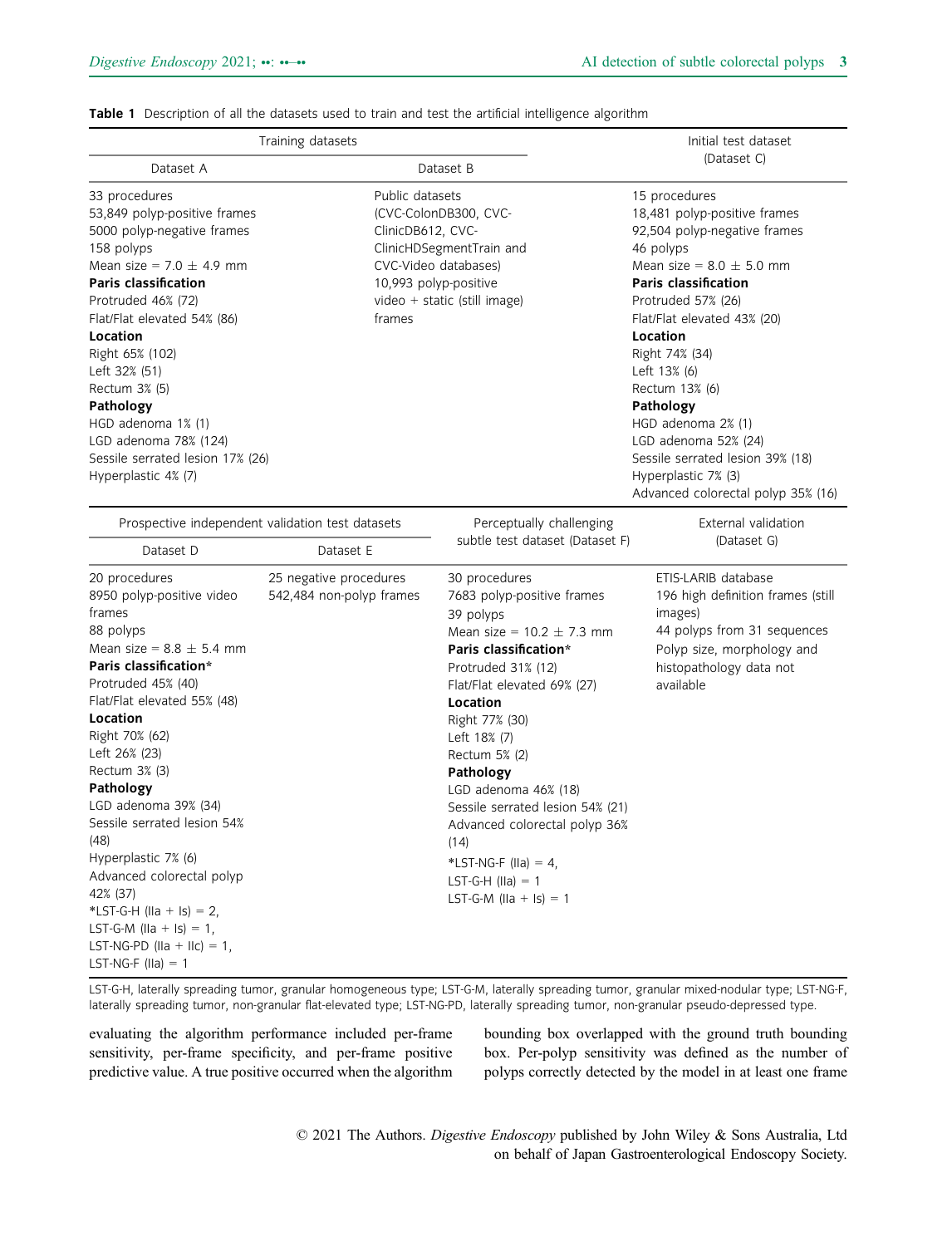**Table 1** Description of all the datasets used to train and test the artificial intelligence algorithm

| Training datasets | | Initial test dataset (Dataset C) |
|---|---|---|
| Dataset A | Dataset B | |
| 33 procedures<br>53,849 polyp-positive frames<br>5000 polyp-negative frames<br>158 polyps<br>Mean size = 7.0 ± 4.9 mm<br>**Paris classification**<br>Protruded 46% (72)<br>Flat/Flat elevated 54% (86)<br>**Location**<br>Right 65% (102)<br>Left 32% (51)<br>Rectum 3% (5)<br>**Pathology**<br>HGD adenoma 1% (1)<br>LGD adenoma 78% (124)<br>Sessile serrated lesion 17% (26)<br>Hyperplastic 4% (7) | Public datasets (CVC-ColonDB300, CVC-ClinicDB612, CVC-ClinicHDSegmentTrain and CVC-Video databases)<br>10,993 polyp-positive video + static (still image) frames | 15 procedures<br>18,481 polyp-positive frames<br>92,504 polyp-negative frames<br>46 polyps<br>Mean size = 8.0 ± 5.0 mm<br>**Paris classification**<br>Protruded 57% (26)<br>Flat/Flat elevated 43% (20)<br>**Location**<br>Right 74% (34)<br>Left 13% (6)<br>Rectum 13% (6)<br>**Pathology**<br>HGD adenoma 2% (1)<br>LGD adenoma 52% (24)<br>Sessile serrated lesion 39% (18)<br>Hyperplastic 7% (3)<br>Advanced colorectal polyp 35% (16) |

| Prospective independent validation test datasets | | Perceptually challenging subtle test dataset (Dataset F) | External validation (Dataset G) |
|---|---|---|---|
| Dataset D | Dataset E | | |
| 20 procedures<br>8950 polyp-positive video frames<br>88 polyps<br>Mean size = 8.8 ± 5.4 mm<br>**Paris classification***<br>Protruded 45% (40)<br>Flat/Flat elevated 55% (48)<br>**Location**<br>Right 70% (62)<br>Left 26% (23)<br>Rectum 3% (3)<br>**Pathology**<br>LGD adenoma 39% (34)<br>Sessile serrated lesion 54% (48)<br>Hyperplastic 7% (6)<br>Advanced colorectal polyp 42% (37)<br>*LST-G-H (IIa + Is) = 2,<br>LST-G-M (IIa + Is) = 1,<br>LST-NG-PD (IIa + IIc) = 1,<br>LST-NG-F (IIa) = 1 | 25 negative procedures<br>542,484 non-polyp frames | 30 procedures<br>7683 polyp-positive frames<br>39 polyps<br>Mean size = 10.2 ± 7.3 mm<br>**Paris classification***<br>Protruded 31% (12)<br>Flat/Flat elevated 69% (27)<br>**Location**<br>Right 77% (30)<br>Left 18% (7)<br>Rectum 5% (2)<br>**Pathology**<br>LGD adenoma 46% (18)<br>Sessile serrated lesion 54% (21)<br>Advanced colorectal polyp 36% (14)<br>*LST-NG-F (IIa) = 4,<br>LST-G-H (IIa) = 1<br>LST-G-M (IIa + Is) = 1 | ETIS-LARIB database<br>196 high definition frames (still images)<br>44 polyps from 31 sequences<br>Polyp size, morphology and histopathology data not available |

LST-G-H, laterally spreading tumor, granular homogeneous type; LST-G-M, laterally spreading tumor, granular mixed-nodular type; LST-NG-F, laterally spreading tumor, non-granular flat-elevated type; LST-NG-PD, laterally spreading tumor, non-granular pseudo-depressed type.

evaluating the algorithm performance included per-frame sensitivity, per-frame specificity, and per-frame positive predictive value. A true positive occurred when the algorithm bounding box overlapped with the ground truth bounding box. Per-polyp sensitivity was defined as the number of polyps correctly detected by the model in at least one frame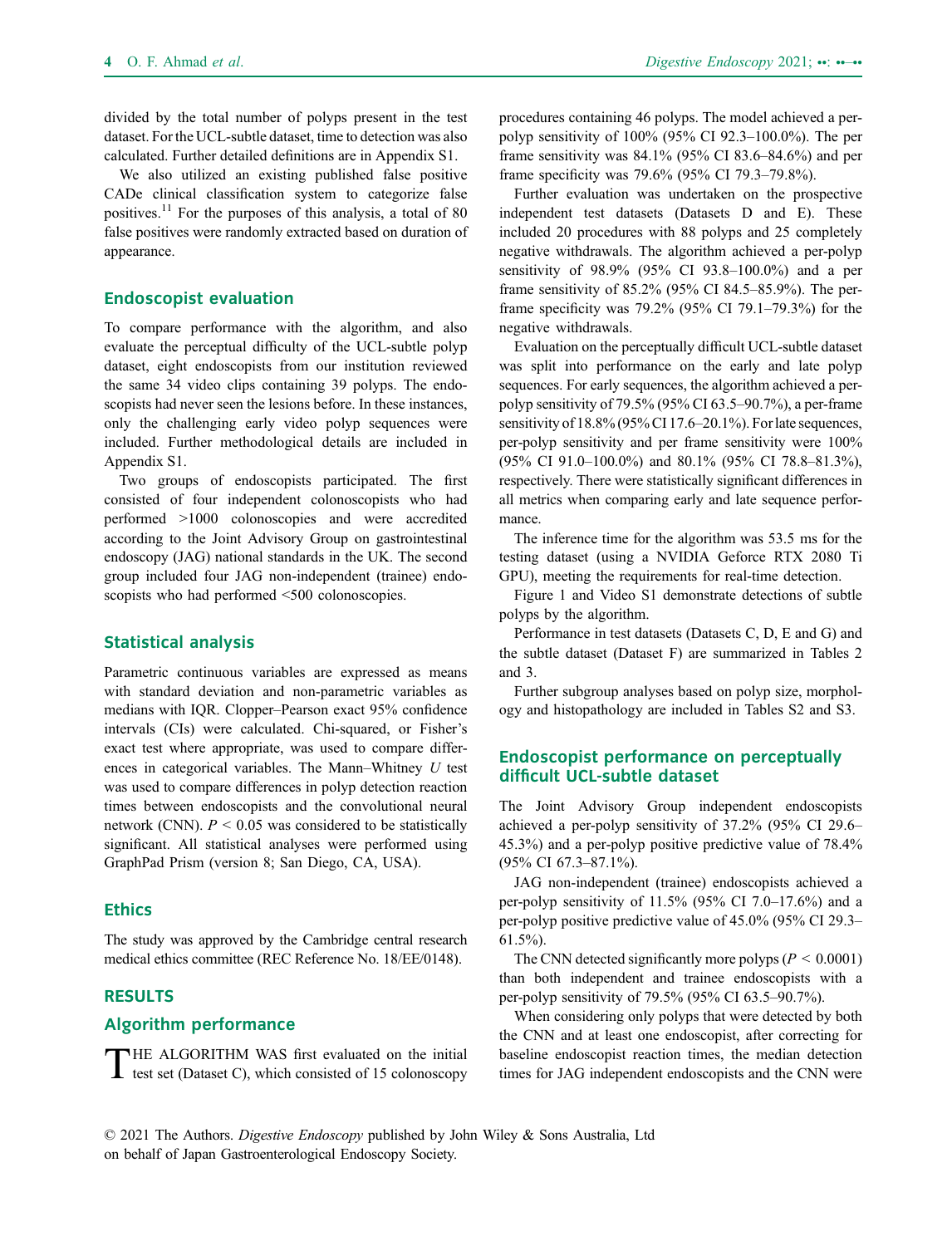divided by the total number of polyps present in the test dataset. For the UCL-subtle dataset, time to detection was also calculated. Further detailed definitions are in Appendix S1.

We also utilized an existing published false positive CADe clinical classification system to categorize false positives.[11] For the purposes of this analysis, a total of 80 false positives were randomly extracted based on duration of appearance.

## Endoscopist evaluation

To compare performance with the algorithm, and also evaluate the perceptual difficulty of the UCL-subtle polyp dataset, eight endoscopists from our institution reviewed the same 34 video clips containing 39 polyps. The endoscopists had never seen the lesions before. In these instances, only the challenging early video polyp sequences were included. Further methodological details are included in Appendix S1.

Two groups of endoscopists participated. The first consisted of four independent colonoscopists who had performed >1000 colonoscopies and were accredited according to the Joint Advisory Group on gastrointestinal endoscopy (JAG) national standards in the UK. The second group included four JAG non-independent (trainee) endoscopists who had performed <500 colonoscopies.

## Statistical analysis

Parametric continuous variables are expressed as means with standard deviation and non-parametric variables as medians with IQR. Clopper–Pearson exact 95% confidence intervals (CIs) were calculated. Chi-squared, or Fisher's exact test where appropriate, was used to compare differences in categorical variables. The Mann–Whitney *U* test was used to compare differences in polyp detection reaction times between endoscopists and the convolutional neural network (CNN). $P < 0.05$ was considered to be statistically significant. All statistical analyses were performed using GraphPad Prism (version 8; San Diego, CA, USA).

## Ethics

The study was approved by the Cambridge central research medical ethics committee (REC Reference No. 18/EE/0148).

## RESULTS

## Algorithm performance

THE ALGORITHM WAS first evaluated on the initial test set (Dataset C), which consisted of 15 colonoscopy procedures containing 46 polyps. The model achieved a per-polyp sensitivity of 100% (95% CI 92.3–100.0%). The per frame sensitivity was 84.1% (95% CI 83.6–84.6%) and per frame specificity was 79.6% (95% CI 79.3–79.8%).

Further evaluation was undertaken on the prospective independent test datasets (Datasets D and E). These included 20 procedures with 88 polyps and 25 completely negative withdrawals. The algorithm achieved a per-polyp sensitivity of 98.9% (95% CI 93.8–100.0%) and a per frame sensitivity of 85.2% (95% CI 84.5–85.9%). The per-frame specificity was 79.2% (95% CI 79.1–79.3%) for the negative withdrawals.

Evaluation on the perceptually difficult UCL-subtle dataset was split into performance on the early and late polyp sequences. For early sequences, the algorithm achieved a per-polyp sensitivity of 79.5% (95% CI 63.5–90.7%), a per-frame sensitivity of 18.8% (95% CI 17.6–20.1%). For late sequences, per-polyp sensitivity and per frame sensitivity were 100% (95% CI 91.0–100.0%) and 80.1% (95% CI 78.8–81.3%), respectively. There were statistically significant differences in all metrics when comparing early and late sequence performance.

The inference time for the algorithm was 53.5 ms for the testing dataset (using a NVIDIA Geforce RTX 2080 Ti GPU), meeting the requirements for real-time detection.

Figure 1 and Video S1 demonstrate detections of subtle polyps by the algorithm.

Performance in test datasets (Datasets C, D, E and G) and the subtle dataset (Dataset F) are summarized in Tables 2 and 3.

Further subgroup analyses based on polyp size, morphology and histopathology are included in Tables S2 and S3.

## Endoscopist performance on perceptually difficult UCL-subtle dataset

The Joint Advisory Group independent endoscopists achieved a per-polyp sensitivity of 37.2% (95% CI 29.6–45.3%) and a per-polyp positive predictive value of 78.4% (95% CI 67.3–87.1%).

JAG non-independent (trainee) endoscopists achieved a per-polyp sensitivity of 11.5% (95% CI 7.0–17.6%) and a per-polyp positive predictive value of 45.0% (95% CI 29.3–61.5%).

The CNN detected significantly more polyps ($P < 0.0001$) than both independent and trainee endoscopists with a per-polyp sensitivity of 79.5% (95% CI 63.5–90.7%).

When considering only polyps that were detected by both the CNN and at least one endoscopist, after correcting for baseline endoscopist reaction times, the median detection times for JAG independent endoscopists and the CNN were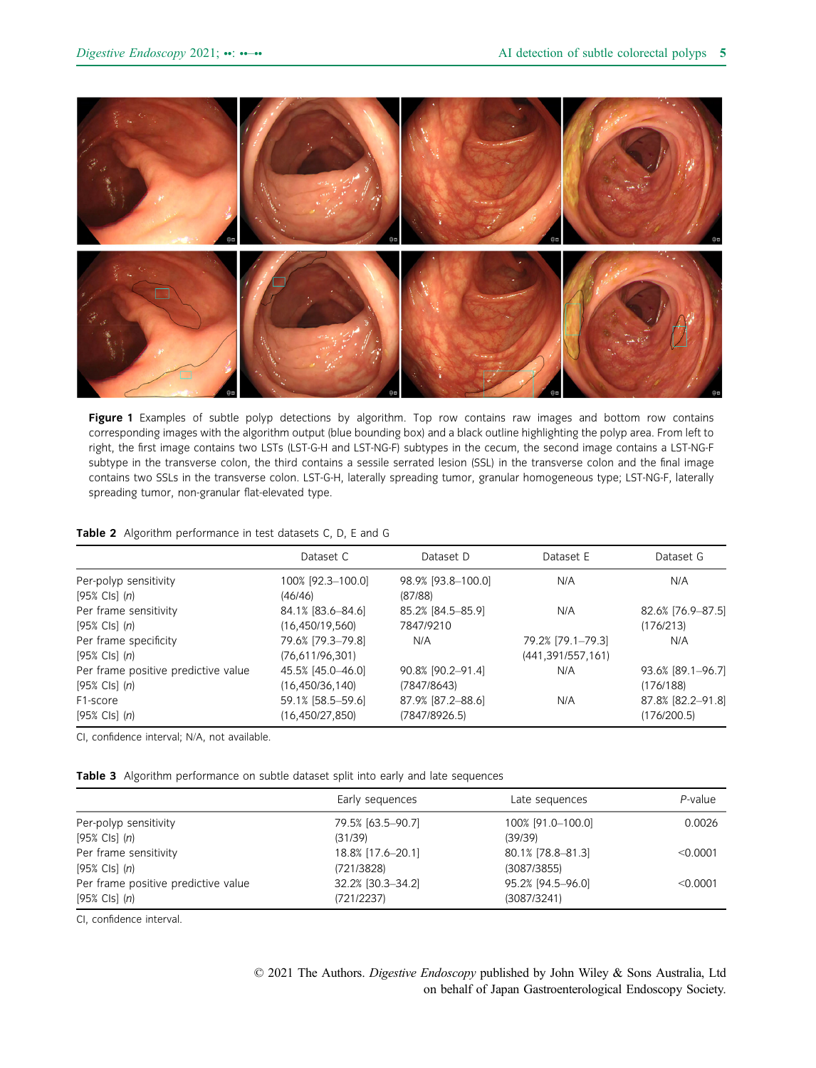**Figure 1** Examples of subtle polyp detections by algorithm. Top row contains raw images and bottom row contains corresponding images with the algorithm output (blue bounding box) and a black outline highlighting the polyp area. From left to right, the first image contains two LSTs (LST-G-H and LST-NG-F) subtypes in the cecum, the second image contains a LST-NG-F subtype in the transverse colon, the third contains a sessile serrated lesion (SSL) in the transverse colon and the final image contains two SSLs in the transverse colon. LST-G-H, laterally spreading tumor, granular homogeneous type; LST-NG-F, laterally spreading tumor, non-granular flat-elevated type.

**Table 2** Algorithm performance in test datasets C, D, E and G

| | Dataset C | Dataset D | Dataset E | Dataset G |
|---|---|---|---|---|
| Per-polyp sensitivity [95% CIs] (*n*) | 100% [92.3–100.0] (46/46) | 98.9% [93.8–100.0] (87/88) | N/A | N/A |
| Per frame sensitivity [95% CIs] (*n*) | 84.1% [83.6–84.6] (16,450/19,560) | 85.2% [84.5–85.9] 7847/9210 | N/A | 82.6% [76.9–87.5] (176/213) |
| Per frame specificity [95% CIs] (*n*) | 79.6% [79.3–79.8] (76,611/96,301) | N/A | 79.2% [79.1–79.3] (441,391/557,161) | N/A |
| Per frame positive predictive value [95% CIs] (*n*) | 45.5% [45.0–46.0] (16,450/36,140) | 90.8% [90.2–91.4] (7847/8643) | N/A | 93.6% [89.1–96.7] (176/188) |
| F1-score [95% CIs] (*n*) | 59.1% [58.5–59.6] (16,450/27,850) | 87.9% [87.2–88.6] (7847/8926.5) | N/A | 87.8% [82.2–91.8] (176/200.5) |

CI, confidence interval; N/A, not available.

**Table 3** Algorithm performance on subtle dataset split into early and late sequences

| | Early sequences | Late sequences | *P*-value |
|---|---|---|---|
| Per-polyp sensitivity [95% CIs] (*n*) | 79.5% [63.5–90.7] (31/39) | 100% [91.0–100.0] (39/39) | 0.0026 |
| Per frame sensitivity [95% CIs] (*n*) | 18.8% [17.6–20.1] (721/3828) | 80.1% [78.8–81.3] (3087/3855) | <0.0001 |
| Per frame positive predictive value [95% CIs] (*n*) | 32.2% [30.3–34.2] (721/2237) | 95.2% [94.5–96.0] (3087/3241) | <0.0001 |

CI, confidence interval.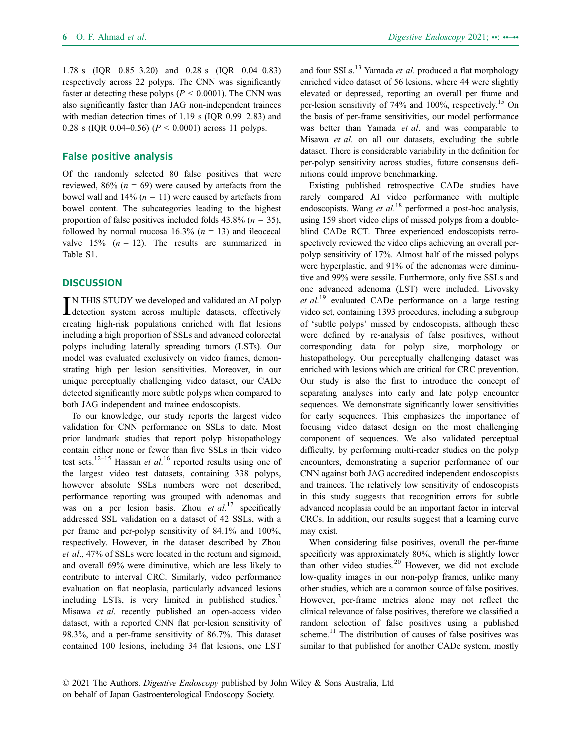1.78 s (IQR 0.85–3.20) and 0.28 s (IQR 0.04–0.83) respectively across 22 polyps. The CNN was significantly faster at detecting these polyps ($P < 0.0001$). The CNN was also significantly faster than JAG non-independent trainees with median detection times of 1.19 s (IQR 0.99–2.83) and 0.28 s (IQR 0.04–0.56) ($P < 0.0001$) across 11 polyps.

## False positive analysis

Of the randomly selected 80 false positives that were reviewed, 86% ($n = 69$) were caused by artefacts from the bowel wall and 14% ($n = 11$) were caused by artefacts from bowel content. The subcategories leading to the highest proportion of false positives included folds 43.8% ($n = 35$), followed by normal mucosa 16.3% ($n = 13$) and ileocecal valve 15% ($n = 12$). The results are summarized in Table S1.

## DISCUSSION

IN THIS STUDY we developed and validated an AI polyp detection system across multiple datasets, effectively creating high-risk populations enriched with flat lesions including a high proportion of SSLs and advanced colorectal polyps including laterally spreading tumors (LSTs). Our model was evaluated exclusively on video frames, demonstrating high per lesion sensitivities. Moreover, in our unique perceptually challenging video dataset, our CADe detected significantly more subtle polyps when compared to both JAG independent and trainee endoscopists.

To our knowledge, our study reports the largest video validation for CNN performance on SSLs to date. Most prior landmark studies that report polyp histopathology contain either none or fewer than five SSLs in their video test sets.[12–15] Hassan *et al.*[16] reported results using one of the largest video test datasets, containing 338 polyps, however absolute SSLs numbers were not described, performance reporting was grouped with adenomas and was on a per lesion basis. Zhou *et al.*[17] specifically addressed SSL validation on a dataset of 42 SSLs, with a per frame and per-polyp sensitivity of 84.1% and 100%, respectively. However, in the dataset described by Zhou *et al.*, 47% of SSLs were located in the rectum and sigmoid, and overall 69% were diminutive, which are less likely to contribute to interval CRC. Similarly, video performance evaluation on flat neoplasia, particularly advanced lesions including LSTs, is very limited in published studies.[3] Misawa *et al.* recently published an open-access video dataset, with a reported CNN flat per-lesion sensitivity of 98.3%, and a per-frame sensitivity of 86.7%. This dataset contained 100 lesions, including 34 flat lesions, one LST and four SSLs.[13] Yamada *et al.* produced a flat morphology enriched video dataset of 56 lesions, where 44 were slightly elevated or depressed, reporting an overall per frame and per-lesion sensitivity of 74% and 100%, respectively.[15] On the basis of per-frame sensitivities, our model performance was better than Yamada *et al.* and was comparable to Misawa *et al.* on all our datasets, excluding the subtle dataset. There is considerable variability in the definition for per-polyp sensitivity across studies, future consensus definitions could improve benchmarking.

Existing published retrospective CADe studies have rarely compared AI video performance with multiple endoscopists. Wang *et al.*[18] performed a post-hoc analysis, using 159 short video clips of missed polyps from a double-blind CADe RCT. Three experienced endoscopists retrospectively reviewed the video clips achieving an overall per-polyp sensitivity of 17%. Almost half of the missed polyps were hyperplastic, and 91% of the adenomas were diminutive and 99% were sessile. Furthermore, only five SSLs and one advanced adenoma (LST) were included. Livovsky *et al.*[19] evaluated CADe performance on a large testing video set, containing 1393 procedures, including a subgroup of 'subtle polyps' missed by endoscopists, although these were defined by re-analysis of false positives, without corresponding data for polyp size, morphology or histopathology. Our perceptually challenging dataset was enriched with lesions which are critical for CRC prevention. Our study is also the first to introduce the concept of separating analyses into early and late polyp encounter sequences. We demonstrate significantly lower sensitivities for early sequences. This emphasizes the importance of focusing video dataset design on the most challenging component of sequences. We also validated perceptual difficulty, by performing multi-reader studies on the polyp encounters, demonstrating a superior performance of our CNN against both JAG accredited independent endoscopists and trainees. The relatively low sensitivity of endoscopists in this study suggests that recognition errors for subtle advanced neoplasia could be an important factor in interval CRCs. In addition, our results suggest that a learning curve may exist.

When considering false positives, overall the per-frame specificity was approximately 80%, which is slightly lower than other video studies.[20] However, we did not exclude low-quality images in our non-polyp frames, unlike many other studies, which are a common source of false positives. However, per-frame metrics alone may not reflect the clinical relevance of false positives, therefore we classified a random selection of false positives using a published scheme.[11] The distribution of causes of false positives was similar to that published for another CADe system, mostly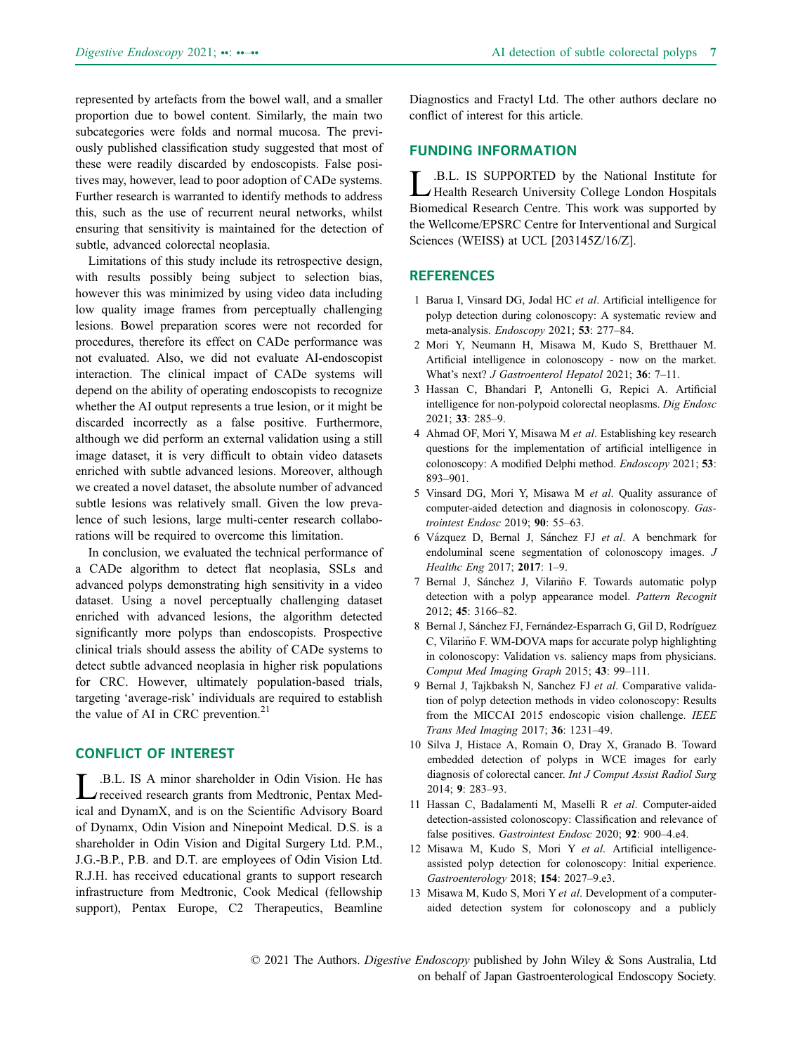represented by artefacts from the bowel wall, and a smaller proportion due to bowel content. Similarly, the main two subcategories were folds and normal mucosa. The previously published classification study suggested that most of these were readily discarded by endoscopists. False positives may, however, lead to poor adoption of CADe systems. Further research is warranted to identify methods to address this, such as the use of recurrent neural networks, whilst ensuring that sensitivity is maintained for the detection of subtle, advanced colorectal neoplasia.

Limitations of this study include its retrospective design, with results possibly being subject to selection bias, however this was minimized by using video data including low quality image frames from perceptually challenging lesions. Bowel preparation scores were not recorded for procedures, therefore its effect on CADe performance was not evaluated. Also, we did not evaluate AI-endoscopist interaction. The clinical impact of CADe systems will depend on the ability of operating endoscopists to recognize whether the AI output represents a true lesion, or it might be discarded incorrectly as a false positive. Furthermore, although we did perform an external validation using a still image dataset, it is very difficult to obtain video datasets enriched with subtle advanced lesions. Moreover, although we created a novel dataset, the absolute number of advanced subtle lesions was relatively small. Given the low prevalence of such lesions, large multi-center research collaborations will be required to overcome this limitation.

In conclusion, we evaluated the technical performance of a CADe algorithm to detect flat neoplasia, SSLs and advanced polyps demonstrating high sensitivity in a video dataset. Using a novel perceptually challenging dataset enriched with advanced lesions, the algorithm detected significantly more polyps than endoscopists. Prospective clinical trials should assess the ability of CADe systems to detect subtle advanced neoplasia in higher risk populations for CRC. However, ultimately population-based trials, targeting 'average-risk' individuals are required to establish the value of AI in CRC prevention.[21]

## CONFLICT OF INTEREST

L.B.L. IS A minor shareholder in Odin Vision. He has received research grants from Medtronic, Pentax Medical and DynamX, and is on the Scientific Advisory Board of Dynamx, Odin Vision and Ninepoint Medical. D.S. is a shareholder in Odin Vision and Digital Surgery Ltd. P.M., J.G.-B.P., P.B. and D.T. are employees of Odin Vision Ltd. R.J.H. has received educational grants to support research infrastructure from Medtronic, Cook Medical (fellowship support), Pentax Europe, C2 Therapeutics, Beamline Diagnostics and Fractyl Ltd. The other authors declare no conflict of interest for this article.

## FUNDING INFORMATION

L.B.L. IS SUPPORTED by the National Institute for Health Research University College London Hospitals Biomedical Research Centre. This work was supported by the Wellcome/EPSRC Centre for Interventional and Surgical Sciences (WEISS) at UCL [203145Z/16/Z].

## REFERENCES

1. Barua I, Vinsard DG, Jodal HC *et al*. Artificial intelligence for polyp detection during colonoscopy: A systematic review and meta-analysis. *Endoscopy* 2021; **53**: 277–84.
2. Mori Y, Neumann H, Misawa M, Kudo S, Bretthauer M. Artificial intelligence in colonoscopy - now on the market. What's next? *J Gastroenterol Hepatol* 2021; **36**: 7–11.
3. Hassan C, Bhandari P, Antonelli G, Repici A. Artificial intelligence for non-polypoid colorectal neoplasms. *Dig Endosc* 2021; **33**: 285–9.
4. Ahmad OF, Mori Y, Misawa M *et al*. Establishing key research questions for the implementation of artificial intelligence in colonoscopy: A modified Delphi method. *Endoscopy* 2021; **53**: 893–901.
5. Vinsard DG, Mori Y, Misawa M *et al*. Quality assurance of computer-aided detection and diagnosis in colonoscopy. *Gastrointest Endosc* 2019; **90**: 55–63.
6. Vázquez D, Bernal J, Sánchez FJ *et al*. A benchmark for endoluminal scene segmentation of colonoscopy images. *J Healthc Eng* 2017; **2017**: 1–9.
7. Bernal J, Sánchez J, Vilariño F. Towards automatic polyp detection with a polyp appearance model. *Pattern Recognit* 2012; **45**: 3166–82.
8. Bernal J, Sánchez FJ, Fernández-Esparrach G, Gil D, Rodríguez C, Vilariño F. WM-DOVA maps for accurate polyp highlighting in colonoscopy: Validation vs. saliency maps from physicians. *Comput Med Imaging Graph* 2015; **43**: 99–111.
9. Bernal J, Tajkbaksh N, Sanchez FJ *et al*. Comparative validation of polyp detection methods in video colonoscopy: Results from the MICCAI 2015 endoscopic vision challenge. *IEEE Trans Med Imaging* 2017; **36**: 1231–49.
10. Silva J, Histace A, Romain O, Dray X, Granado B. Toward embedded detection of polyps in WCE images for early diagnosis of colorectal cancer. *Int J Comput Assist Radiol Surg* 2014; **9**: 283–93.
11. Hassan C, Badalamenti M, Maselli R *et al*. Computer-aided detection-assisted colonoscopy: Classification and relevance of false positives. *Gastrointest Endosc* 2020; **92**: 900–4.e4.
12. Misawa M, Kudo S, Mori Y *et al*. Artificial intelligence-assisted polyp detection for colonoscopy: Initial experience. *Gastroenterology* 2018; **154**: 2027–9.e3.
13. Misawa M, Kudo S, Mori Y *et al*. Development of a computer-aided detection system for colonoscopy and a publicly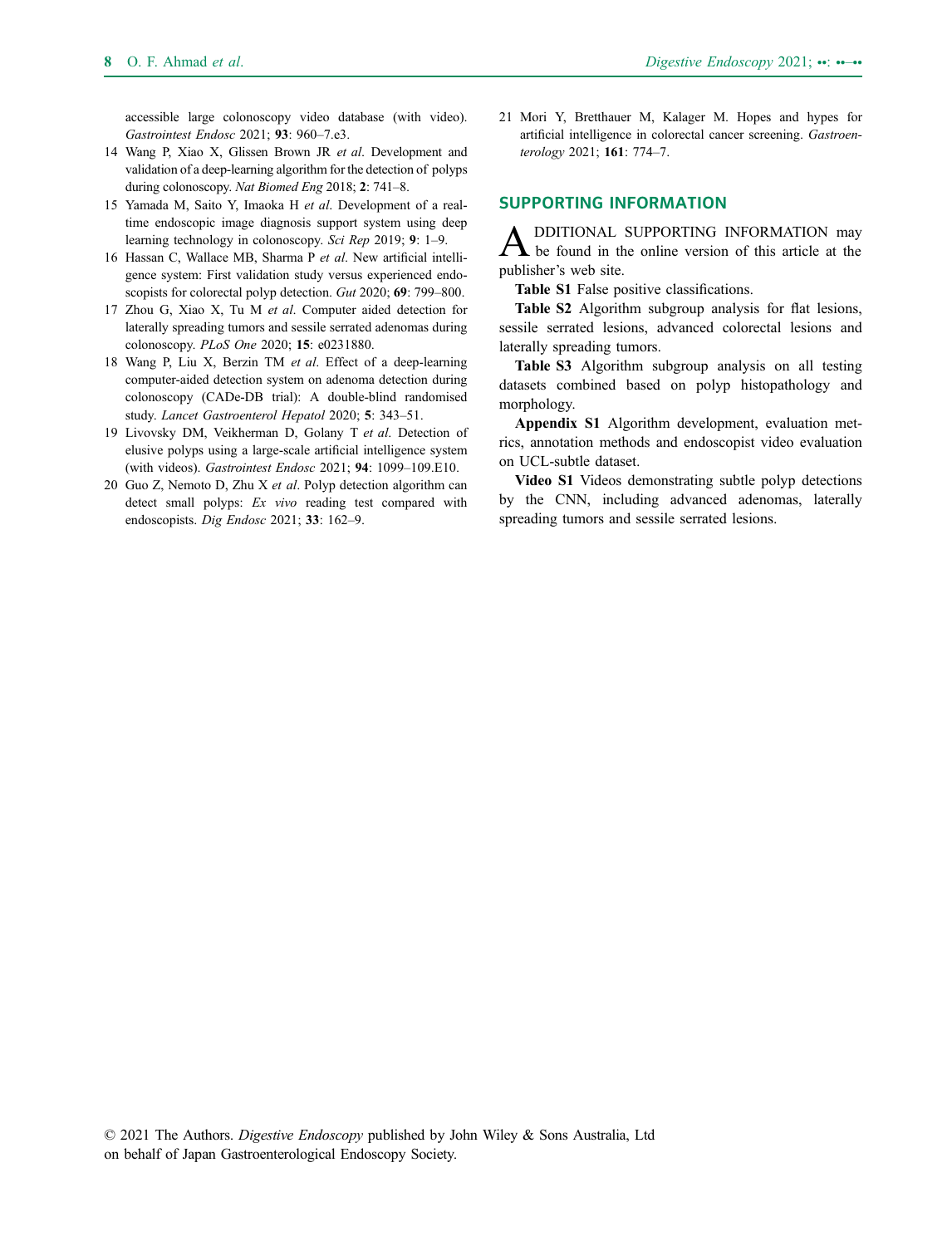accessible large colonoscopy video database (with video). *Gastrointest Endosc* 2021; **93**: 960–7.e3.

14 Wang P, Xiao X, Glissen Brown JR *et al*. Development and validation of a deep-learning algorithm for the detection of polyps during colonoscopy. *Nat Biomed Eng* 2018; **2**: 741–8.

15 Yamada M, Saito Y, Imaoka H *et al*. Development of a real-time endoscopic image diagnosis support system using deep learning technology in colonoscopy. *Sci Rep* 2019; **9**: 1–9.

16 Hassan C, Wallace MB, Sharma P *et al*. New artificial intelligence system: First validation study versus experienced endoscopists for colorectal polyp detection. *Gut* 2020; **69**: 799–800.

17 Zhou G, Xiao X, Tu M *et al*. Computer aided detection for laterally spreading tumors and sessile serrated adenomas during colonoscopy. *PLoS One* 2020; **15**: e0231880.

18 Wang P, Liu X, Berzin TM *et al*. Effect of a deep-learning computer-aided detection system on adenoma detection during colonoscopy (CADe-DB trial): A double-blind randomised study. *Lancet Gastroenterol Hepatol* 2020; **5**: 343–51.

19 Livovsky DM, Veikherman D, Golany T *et al*. Detection of elusive polyps using a large-scale artificial intelligence system (with videos). *Gastrointest Endosc* 2021; **94**: 1099–109.E10.

20 Guo Z, Nemoto D, Zhu X *et al*. Polyp detection algorithm can detect small polyps: *Ex vivo* reading test compared with endoscopists. *Dig Endosc* 2021; **33**: 162–9.

21 Mori Y, Bretthauer M, Kalager M. Hopes and hypes for artificial intelligence in colorectal cancer screening. *Gastroenterology* 2021; **161**: 774–7.

## SUPPORTING INFORMATION

ADDITIONAL SUPPORTING INFORMATION may be found in the online version of this article at the publisher's web site.

**Table S1** False positive classifications.

**Table S2** Algorithm subgroup analysis for flat lesions, sessile serrated lesions, advanced colorectal lesions and laterally spreading tumors.

**Table S3** Algorithm subgroup analysis on all testing datasets combined based on polyp histopathology and morphology.

**Appendix S1** Algorithm development, evaluation metrics, annotation methods and endoscopist video evaluation on UCL-subtle dataset.

**Video S1** Videos demonstrating subtle polyp detections by the CNN, including advanced adenomas, laterally spreading tumors and sessile serrated lesions.

© 2021 The Authors. *Digestive Endoscopy* published by John Wiley & Sons Australia, Ltd on behalf of Japan Gastroenterological Endoscopy Society.